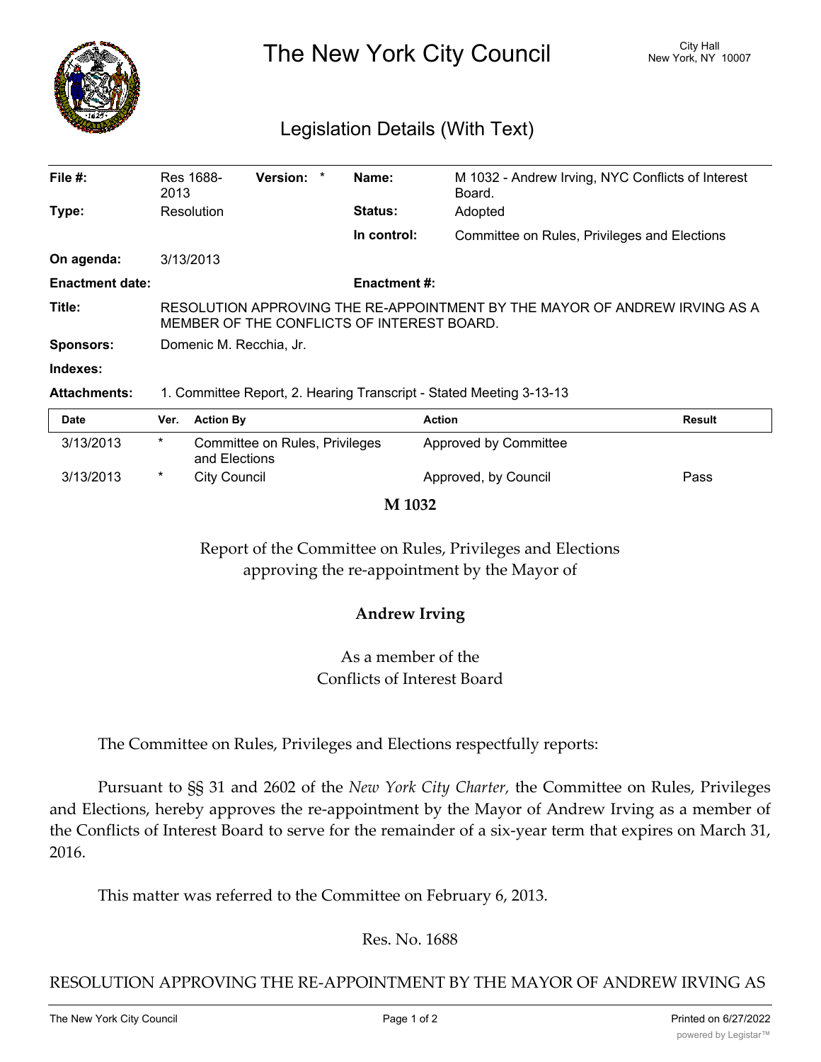# The New York City Council

City Hall
New York, NY 10007

## Legislation Details (With Text)

| | | | | | |
|---|---|---|---|---|---|
| **File #:** | Res 1688-2013 | **Version:** | * | **Name:** | M 1032 - Andrew Irving, NYC Conflicts of Interest Board. |
| **Type:** | Resolution | | | **Status:** | Adopted |
| | | | | **In control:** | Committee on Rules, Privileges and Elections |
| **On agenda:** | 3/13/2013 | | | | |
| **Enactment date:** | | | | **Enactment #:** | |

**Title:** RESOLUTION APPROVING THE RE-APPOINTMENT BY THE MAYOR OF ANDREW IRVING AS A MEMBER OF THE CONFLICTS OF INTEREST BOARD.

**Sponsors:** Domenic M. Recchia, Jr.

**Indexes:**

**Attachments:** 1. Committee Report, 2. Hearing Transcript - Stated Meeting 3-13-13

| Date | Ver. | Action By | Action | Result |
|---|---|---|---|---|
| 3/13/2013 | * | Committee on Rules, Privileges and Elections | Approved by Committee | |
| 3/13/2013 | * | City Council | Approved, by Council | Pass |

**M 1032**

Report of the Committee on Rules, Privileges and Elections
approving the re-appointment by the Mayor of

**Andrew Irving**

As a member of the
Conflicts of Interest Board

The Committee on Rules, Privileges and Elections respectfully reports:

Pursuant to §§ 31 and 2602 of the *New York City Charter,* the Committee on Rules, Privileges and Elections, hereby approves the re-appointment by the Mayor of Andrew Irving as a member of the Conflicts of Interest Board to serve for the remainder of a six-year term that expires on March 31, 2016.

This matter was referred to the Committee on February 6, 2013.

Res. No. 1688

RESOLUTION APPROVING THE RE-APPOINTMENT BY THE MAYOR OF ANDREW IRVING AS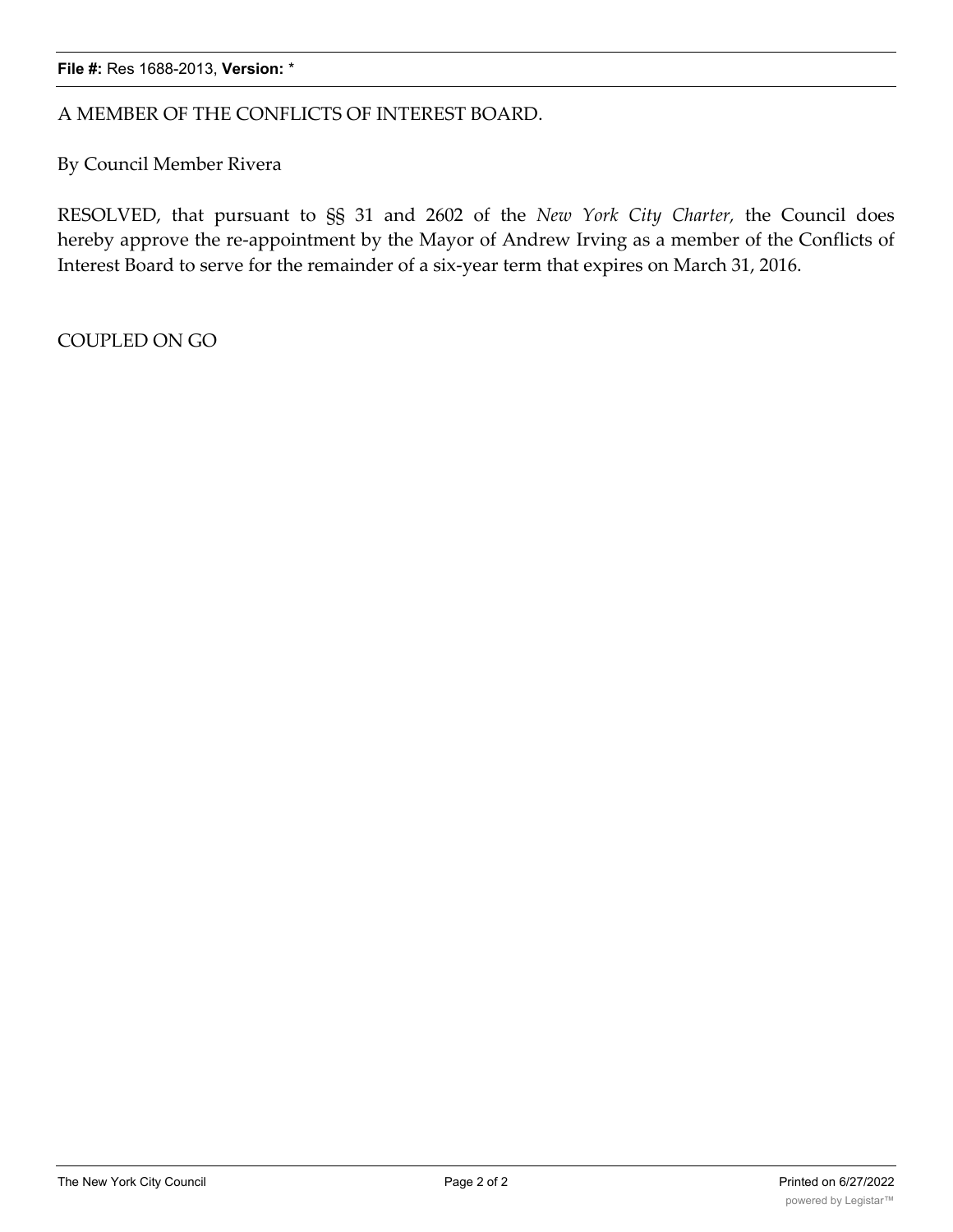A MEMBER OF THE CONFLICTS OF INTEREST BOARD.

By Council Member Rivera

RESOLVED, that pursuant to §§ 31 and 2602 of the *New York City Charter,* the Council does hereby approve the re-appointment by the Mayor of Andrew Irving as a member of the Conflicts of Interest Board to serve for the remainder of a six-year term that expires on March 31, 2016.

COUPLED ON GO